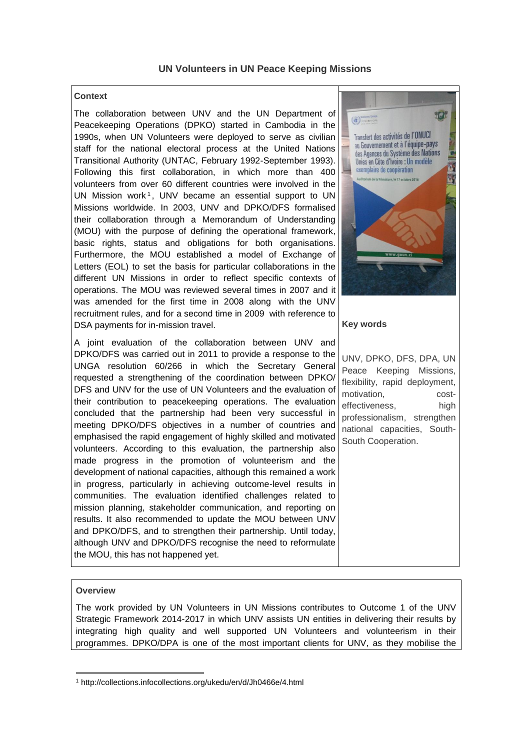# UN Volunteers in UN Peace Keeping Missions

## Context

The collaboration between UNV and the UN Department of Peacekeeping Operations (DPKO) started in Cambodia in the 1990s, when UN Volunteers were deployed to serve as civilian staff for the national electoral process at the United Nations Transitional Authority (UNTAC, February 1992-September 1993). Following this first collaboration, in which more than 400 volunteers from over 60 different countries were involved in the UN Mission work[1], UNV became an essential support to UN Missions worldwide. In 2003, UNV and DPKO/DFS formalised their collaboration through a Memorandum of Understanding (MOU) with the purpose of defining the operational framework, basic rights, status and obligations for both organisations. Furthermore, the MOU established a model of Exchange of Letters (EOL) to set the basis for particular collaborations in the different UN Missions in order to reflect specific contexts of operations. The MOU was reviewed several times in 2007 and it was amended for the first time in 2008 along with the UNV recruitment rules, and for a second time in 2009 with reference to DSA payments for in-mission travel.

A joint evaluation of the collaboration between UNV and DPKO/DFS was carried out in 2011 to provide a response to the UNGA resolution 60/266 in which the Secretary General requested a strengthening of the coordination between DPKO/DFS and UNV for the use of UN Volunteers and the evaluation of their contribution to peacekeeping operations. The evaluation concluded that the partnership had been very successful in meeting DPKO/DFS objectives in a number of countries and emphasised the rapid engagement of highly skilled and motivated volunteers. According to this evaluation, the partnership also made progress in the promotion of volunteerism and the development of national capacities, although this remained a work in progress, particularly in achieving outcome-level results in communities. The evaluation identified challenges related to mission planning, stakeholder communication, and reporting on results. It also recommended to update the MOU between UNV and DPKO/DFS, and to strengthen their partnership. Until today, although UNV and DPKO/DFS recognise the need to reformulate the MOU, this has not happened yet.

**Key words**

UNV, DPKO, DFS, DPA, UN Peace Keeping Missions, flexibility, rapid deployment, motivation, cost-effectiveness, high professionalism, strengthen national capacities, South-South Cooperation.

## Overview

The work provided by UN Volunteers in UN Missions contributes to Outcome 1 of the UNV Strategic Framework 2014-2017 in which UNV assists UN entities in delivering their results by integrating high quality and well supported UN Volunteers and volunteerism in their programmes. DPKO/DPA is one of the most important clients for UNV, as they mobilise the

[1] http://collections.infocollections.org/ukedu/en/d/Jh0466e/4.html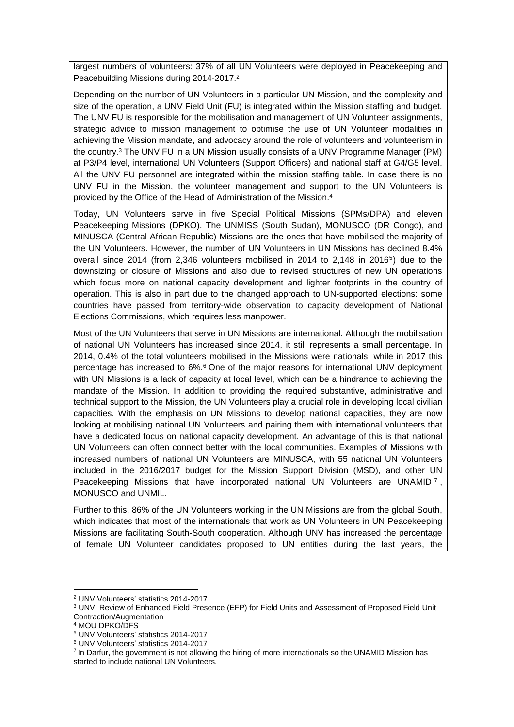largest numbers of volunteers: 37% of all UN Volunteers were deployed in Peacekeeping and Peacebuilding Missions during 2014-2017.[2]

Depending on the number of UN Volunteers in a particular UN Mission, and the complexity and size of the operation, a UNV Field Unit (FU) is integrated within the Mission staffing and budget. The UNV FU is responsible for the mobilisation and management of UN Volunteer assignments, strategic advice to mission management to optimise the use of UN Volunteer modalities in achieving the Mission mandate, and advocacy around the role of volunteers and volunteerism in the country.[3] The UNV FU in a UN Mission usually consists of a UNV Programme Manager (PM) at P3/P4 level, international UN Volunteers (Support Officers) and national staff at G4/G5 level. All the UNV FU personnel are integrated within the mission staffing table. In case there is no UNV FU in the Mission, the volunteer management and support to the UN Volunteers is provided by the Office of the Head of Administration of the Mission.[4]

Today, UN Volunteers serve in five Special Political Missions (SPMs/DPA) and eleven Peacekeeping Missions (DPKO). The UNMISS (South Sudan), MONUSCO (DR Congo), and MINUSCA (Central African Republic) Missions are the ones that have mobilised the majority of the UN Volunteers. However, the number of UN Volunteers in UN Missions has declined 8.4% overall since 2014 (from 2,346 volunteers mobilised in 2014 to 2,148 in 2016[5]) due to the downsizing or closure of Missions and also due to revised structures of new UN operations which focus more on national capacity development and lighter footprints in the country of operation. This is also in part due to the changed approach to UN-supported elections: some countries have passed from territory-wide observation to capacity development of National Elections Commissions, which requires less manpower.

Most of the UN Volunteers that serve in UN Missions are international. Although the mobilisation of national UN Volunteers has increased since 2014, it still represents a small percentage. In 2014, 0.4% of the total volunteers mobilised in the Missions were nationals, while in 2017 this percentage has increased to 6%.[6] One of the major reasons for international UNV deployment with UN Missions is a lack of capacity at local level, which can be a hindrance to achieving the mandate of the Mission. In addition to providing the required substantive, administrative and technical support to the Mission, the UN Volunteers play a crucial role in developing local civilian capacities. With the emphasis on UN Missions to develop national capacities, they are now looking at mobilising national UN Volunteers and pairing them with international volunteers that have a dedicated focus on national capacity development. An advantage of this is that national UN Volunteers can often connect better with the local communities. Examples of Missions with increased numbers of national UN Volunteers are MINUSCA, with 55 national UN Volunteers included in the 2016/2017 budget for the Mission Support Division (MSD), and other UN Peacekeeping Missions that have incorporated national UN Volunteers are UNAMID[7], MONUSCO and UNMIL.

Further to this, 86% of the UN Volunteers working in the UN Missions are from the global South, which indicates that most of the internationals that work as UN Volunteers in UN Peacekeeping Missions are facilitating South-South cooperation. Although UNV has increased the percentage of female UN Volunteer candidates proposed to UN entities during the last years, the

---

[2] UNV Volunteers' statistics 2014-2017

[3] UNV, Review of Enhanced Field Presence (EFP) for Field Units and Assessment of Proposed Field Unit Contraction/Augmentation

[4] MOU DPKO/DFS

[5] UNV Volunteers' statistics 2014-2017

[6] UNV Volunteers' statistics 2014-2017

[7] In Darfur, the government is not allowing the hiring of more internationals so the UNAMID Mission has started to include national UN Volunteers.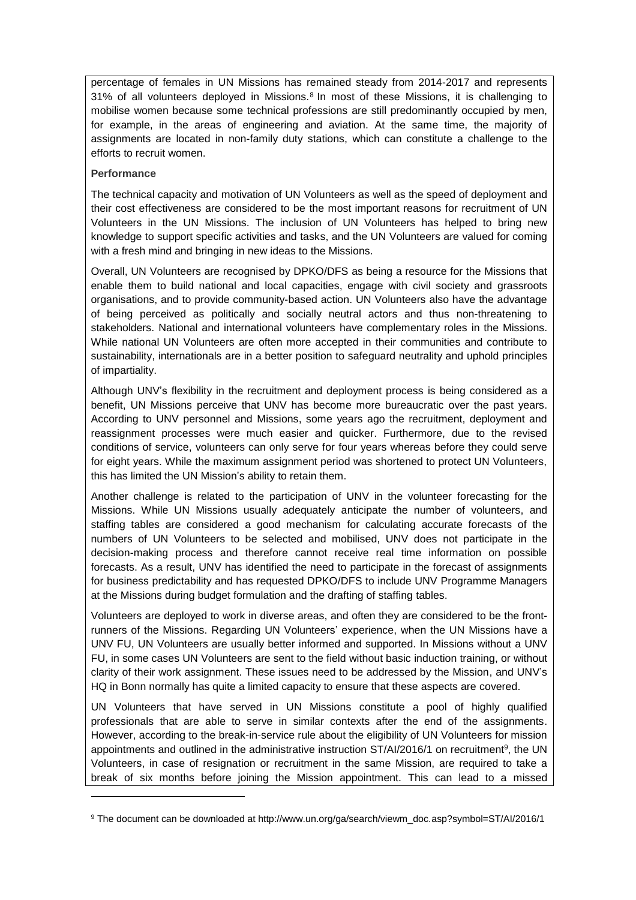percentage of females in UN Missions has remained steady from 2014-2017 and represents 31% of all volunteers deployed in Missions.[8] In most of these Missions, it is challenging to mobilise women because some technical professions are still predominantly occupied by men, for example, in the areas of engineering and aviation. At the same time, the majority of assignments are located in non-family duty stations, which can constitute a challenge to the efforts to recruit women.

**Performance**

The technical capacity and motivation of UN Volunteers as well as the speed of deployment and their cost effectiveness are considered to be the most important reasons for recruitment of UN Volunteers in the UN Missions. The inclusion of UN Volunteers has helped to bring new knowledge to support specific activities and tasks, and the UN Volunteers are valued for coming with a fresh mind and bringing in new ideas to the Missions.

Overall, UN Volunteers are recognised by DPKO/DFS as being a resource for the Missions that enable them to build national and local capacities, engage with civil society and grassroots organisations, and to provide community-based action. UN Volunteers also have the advantage of being perceived as politically and socially neutral actors and thus non-threatening to stakeholders. National and international volunteers have complementary roles in the Missions. While national UN Volunteers are often more accepted in their communities and contribute to sustainability, internationals are in a better position to safeguard neutrality and uphold principles of impartiality.

Although UNV's flexibility in the recruitment and deployment process is being considered as a benefit, UN Missions perceive that UNV has become more bureaucratic over the past years. According to UNV personnel and Missions, some years ago the recruitment, deployment and reassignment processes were much easier and quicker. Furthermore, due to the revised conditions of service, volunteers can only serve for four years whereas before they could serve for eight years. While the maximum assignment period was shortened to protect UN Volunteers, this has limited the UN Mission's ability to retain them.

Another challenge is related to the participation of UNV in the volunteer forecasting for the Missions. While UN Missions usually adequately anticipate the number of volunteers, and staffing tables are considered a good mechanism for calculating accurate forecasts of the numbers of UN Volunteers to be selected and mobilised, UNV does not participate in the decision-making process and therefore cannot receive real time information on possible forecasts. As a result, UNV has identified the need to participate in the forecast of assignments for business predictability and has requested DPKO/DFS to include UNV Programme Managers at the Missions during budget formulation and the drafting of staffing tables.

Volunteers are deployed to work in diverse areas, and often they are considered to be the front-runners of the Missions. Regarding UN Volunteers' experience, when the UN Missions have a UNV FU, UN Volunteers are usually better informed and supported. In Missions without a UNV FU, in some cases UN Volunteers are sent to the field without basic induction training, or without clarity of their work assignment. These issues need to be addressed by the Mission, and UNV's HQ in Bonn normally has quite a limited capacity to ensure that these aspects are covered.

UN Volunteers that have served in UN Missions constitute a pool of highly qualified professionals that are able to serve in similar contexts after the end of the assignments. However, according to the break-in-service rule about the eligibility of UN Volunteers for mission appointments and outlined in the administrative instruction ST/AI/2016/1 on recruitment[9], the UN Volunteers, in case of resignation or recruitment in the same Mission, are required to take a break of six months before joining the Mission appointment. This can lead to a missed

---

[9] The document can be downloaded at http://www.un.org/ga/search/viewm_doc.asp?symbol=ST/AI/2016/1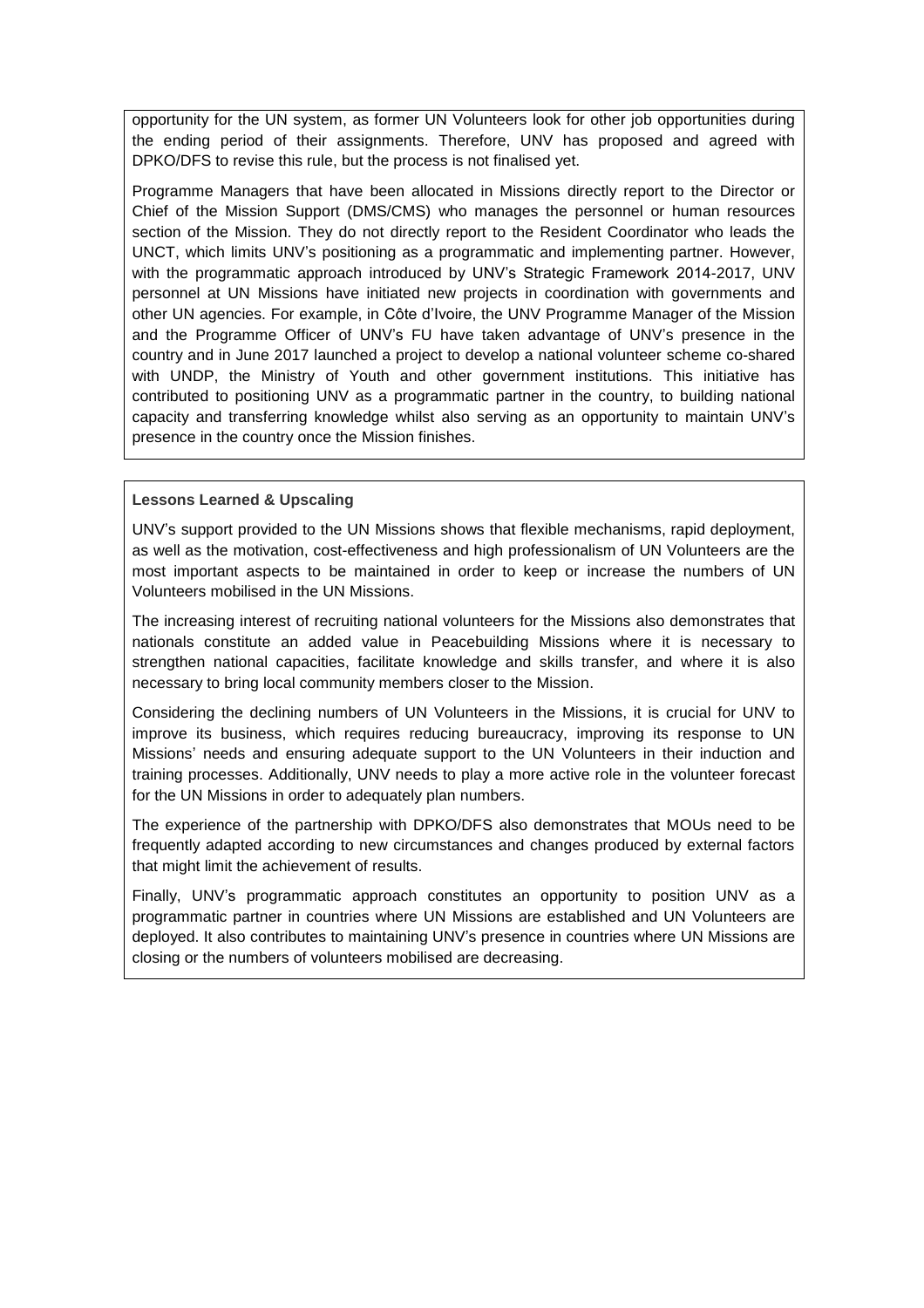opportunity for the UN system, as former UN Volunteers look for other job opportunities during the ending period of their assignments. Therefore, UNV has proposed and agreed with DPKO/DFS to revise this rule, but the process is not finalised yet.

Programme Managers that have been allocated in Missions directly report to the Director or Chief of the Mission Support (DMS/CMS) who manages the personnel or human resources section of the Mission. They do not directly report to the Resident Coordinator who leads the UNCT, which limits UNV's positioning as a programmatic and implementing partner. However, with the programmatic approach introduced by UNV's Strategic Framework 2014-2017, UNV personnel at UN Missions have initiated new projects in coordination with governments and other UN agencies. For example, in Côte d'Ivoire, the UNV Programme Manager of the Mission and the Programme Officer of UNV's FU have taken advantage of UNV's presence in the country and in June 2017 launched a project to develop a national volunteer scheme co-shared with UNDP, the Ministry of Youth and other government institutions. This initiative has contributed to positioning UNV as a programmatic partner in the country, to building national capacity and transferring knowledge whilst also serving as an opportunity to maintain UNV's presence in the country once the Mission finishes.

**Lessons Learned & Upscaling**

UNV's support provided to the UN Missions shows that flexible mechanisms, rapid deployment, as well as the motivation, cost-effectiveness and high professionalism of UN Volunteers are the most important aspects to be maintained in order to keep or increase the numbers of UN Volunteers mobilised in the UN Missions.

The increasing interest of recruiting national volunteers for the Missions also demonstrates that nationals constitute an added value in Peacebuilding Missions where it is necessary to strengthen national capacities, facilitate knowledge and skills transfer, and where it is also necessary to bring local community members closer to the Mission.

Considering the declining numbers of UN Volunteers in the Missions, it is crucial for UNV to improve its business, which requires reducing bureaucracy, improving its response to UN Missions' needs and ensuring adequate support to the UN Volunteers in their induction and training processes. Additionally, UNV needs to play a more active role in the volunteer forecast for the UN Missions in order to adequately plan numbers.

The experience of the partnership with DPKO/DFS also demonstrates that MOUs need to be frequently adapted according to new circumstances and changes produced by external factors that might limit the achievement of results.

Finally, UNV's programmatic approach constitutes an opportunity to position UNV as a programmatic partner in countries where UN Missions are established and UN Volunteers are deployed. It also contributes to maintaining UNV's presence in countries where UN Missions are closing or the numbers of volunteers mobilised are decreasing.